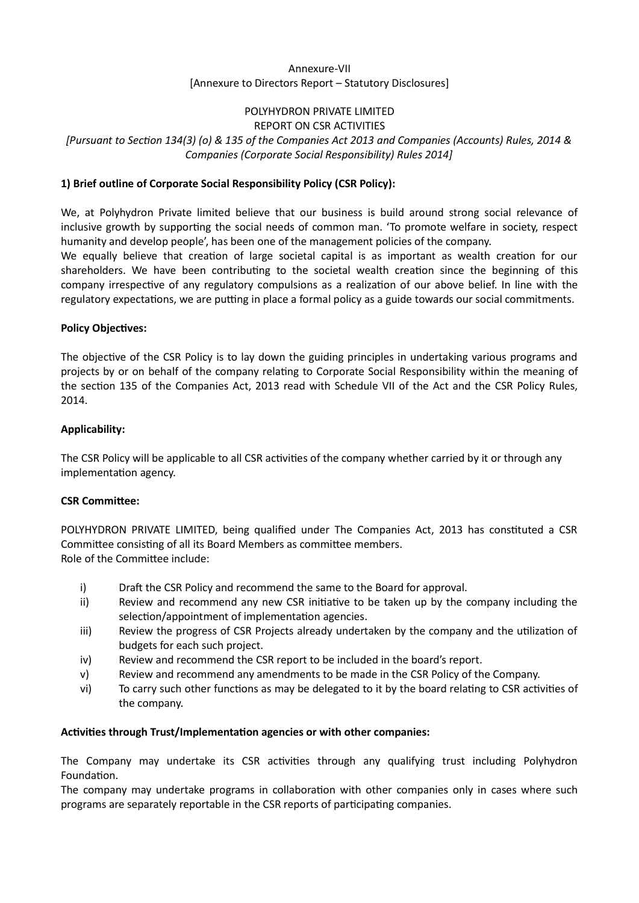Annexure-VII

[Annexure to Directors Report – Statutory Disclosures]

POLYHYDRON PRIVATE LIMITED

REPORT ON CSR ACTIVITIES

*[Pursuant to Section 134(3) (o) & 135 of the Companies Act 2013 and Companies (Accounts) Rules, 2014 & Companies (Corporate Social Responsibility) Rules 2014]*

**1) Brief outline of Corporate Social Responsibility Policy (CSR Policy):**

We, at Polyhydron Private limited believe that our business is build around strong social relevance of inclusive growth by supporting the social needs of common man. 'To promote welfare in society, respect humanity and develop people', has been one of the management policies of the company.

We equally believe that creation of large societal capital is as important as wealth creation for our shareholders. We have been contributing to the societal wealth creation since the beginning of this company irrespective of any regulatory compulsions as a realization of our above belief. In line with the regulatory expectations, we are putting in place a formal policy as a guide towards our social commitments.

**Policy Objectives:**

The objective of the CSR Policy is to lay down the guiding principles in undertaking various programs and projects by or on behalf of the company relating to Corporate Social Responsibility within the meaning of the section 135 of the Companies Act, 2013 read with Schedule VII of the Act and the CSR Policy Rules, 2014.

**Applicability:**

The CSR Policy will be applicable to all CSR activities of the company whether carried by it or through any implementation agency.

**CSR Committee:**

POLYHYDRON PRIVATE LIMITED, being qualified under The Companies Act, 2013 has constituted a CSR Committee consisting of all its Board Members as committee members.

Role of the Committee include:

i) Draft the CSR Policy and recommend the same to the Board for approval.

ii) Review and recommend any new CSR initiative to be taken up by the company including the selection/appointment of implementation agencies.

iii) Review the progress of CSR Projects already undertaken by the company and the utilization of budgets for each such project.

iv) Review and recommend the CSR report to be included in the board's report.

v) Review and recommend any amendments to be made in the CSR Policy of the Company.

vi) To carry such other functions as may be delegated to it by the board relating to CSR activities of the company.

**Activities through Trust/Implementation agencies or with other companies:**

The Company may undertake its CSR activities through any qualifying trust including Polyhydron Foundation.

The company may undertake programs in collaboration with other companies only in cases where such programs are separately reportable in the CSR reports of participating companies.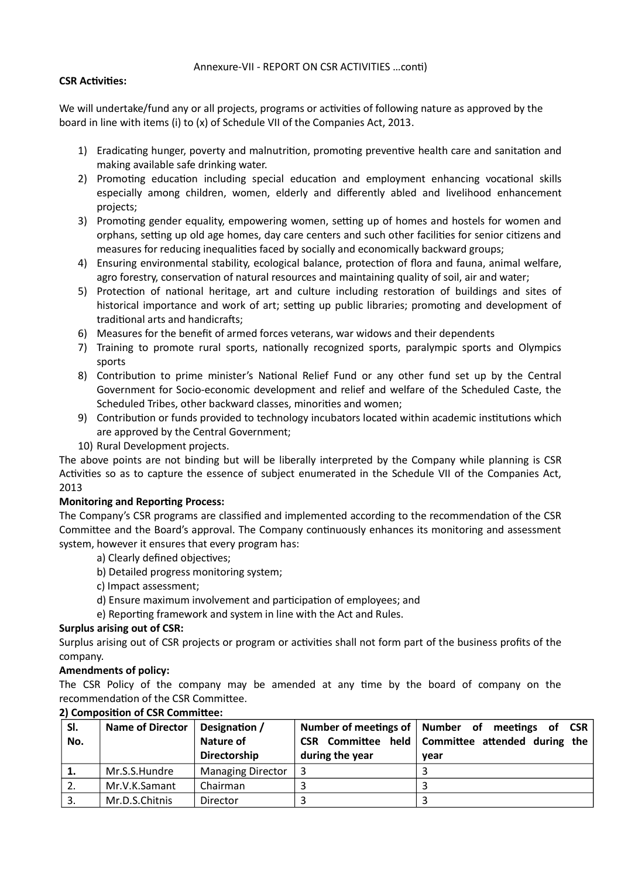Annexure-VII - REPORT ON CSR ACTIVITIES …conti)

**CSR Activities:**

We will undertake/fund any or all projects, programs or activities of following nature as approved by the board in line with items (i) to (x) of Schedule VII of the Companies Act, 2013.

1) Eradicating hunger, poverty and malnutrition, promoting preventive health care and sanitation and making available safe drinking water.
2) Promoting education including special education and employment enhancing vocational skills especially among children, women, elderly and differently abled and livelihood enhancement projects;
3) Promoting gender equality, empowering women, setting up of homes and hostels for women and orphans, setting up old age homes, day care centers and such other facilities for senior citizens and measures for reducing inequalities faced by socially and economically backward groups;
4) Ensuring environmental stability, ecological balance, protection of flora and fauna, animal welfare, agro forestry, conservation of natural resources and maintaining quality of soil, air and water;
5) Protection of national heritage, art and culture including restoration of buildings and sites of historical importance and work of art; setting up public libraries; promoting and development of traditional arts and handicrafts;
6) Measures for the benefit of armed forces veterans, war widows and their dependents
7) Training to promote rural sports, nationally recognized sports, paralympic sports and Olympics sports
8) Contribution to prime minister's National Relief Fund or any other fund set up by the Central Government for Socio-economic development and relief and welfare of the Scheduled Caste, the Scheduled Tribes, other backward classes, minorities and women;
9) Contribution or funds provided to technology incubators located within academic institutions which are approved by the Central Government;
10) Rural Development projects.

The above points are not binding but will be liberally interpreted by the Company while planning is CSR Activities so as to capture the essence of subject enumerated in the Schedule VII of the Companies Act, 2013

**Monitoring and Reporting Process:**

The Company's CSR programs are classified and implemented according to the recommendation of the CSR Committee and the Board's approval. The Company continuously enhances its monitoring and assessment system, however it ensures that every program has:

a) Clearly defined objectives;
b) Detailed progress monitoring system;
c) Impact assessment;
d) Ensure maximum involvement and participation of employees; and
e) Reporting framework and system in line with the Act and Rules.

**Surplus arising out of CSR:**

Surplus arising out of CSR projects or program or activities shall not form part of the business profits of the company.

**Amendments of policy:**

The CSR Policy of the company may be amended at any time by the board of company on the recommendation of the CSR Committee.

**2) Composition of CSR Committee:**

| Sl. No. | Name of Director | Designation / Nature of Directorship | Number of meetings of CSR Committee held during the year | Number of meetings of CSR Committee attended during the year |
|---|---|---|---|---|
| **1.** | Mr.S.S.Hundre | Managing Director | 3 | 3 |
| 2. | Mr.V.K.Samant | Chairman | 3 | 3 |
| 3. | Mr.D.S.Chitnis | Director | 3 | 3 |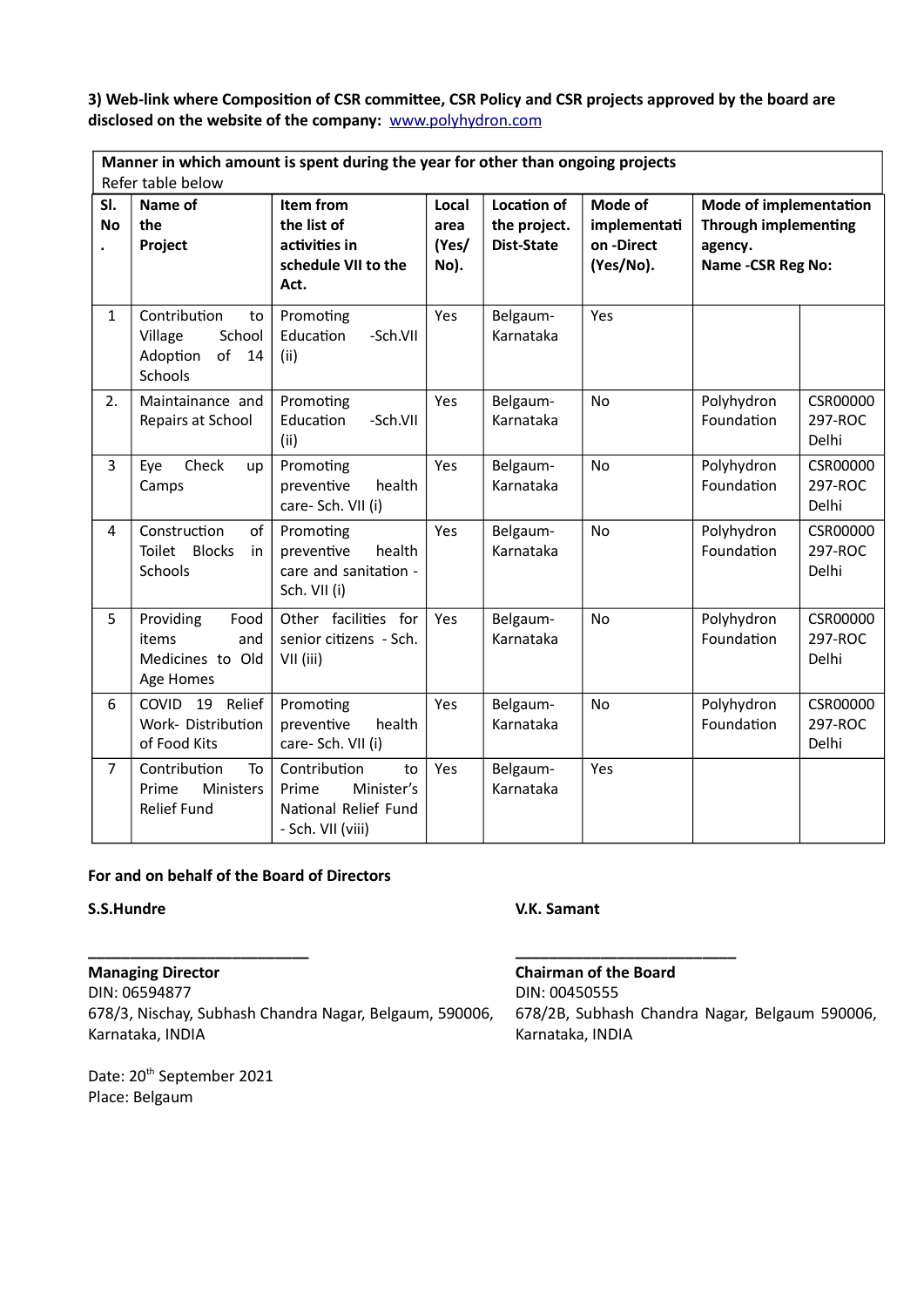**3) Web-link where Composition of CSR committee, CSR Policy and CSR projects approved by the board are disclosed on the website of the company:** www.polyhydron.com

| **Manner in which amount is spent during the year for other than ongoing projects**<br>Refer table below | | | | | | | |
|---|---|---|---|---|---|---|---|
| **Sl. No.** | **Name of the Project** | **Item from the list of activities in schedule VII to the Act.** | **Local area (Yes/ No).** | **Location of the project. Dist-State** | **Mode of implementation -Direct (Yes/No).** | **Mode of implementation Through implementing agency. Name -CSR Reg No:** | |
| 1 | Contribution to Village School Adoption of 14 Schools | Promoting Education -Sch.VII (ii) | Yes | Belgaum-Karnataka | Yes | | |
| 2. | Maintainance and Repairs at School | Promoting Education -Sch.VII (ii) | Yes | Belgaum-Karnataka | No | Polyhydron Foundation | CSR00000297-ROC Delhi |
| 3 | Eye Check up Camps | Promoting preventive health care- Sch. VII (i) | Yes | Belgaum-Karnataka | No | Polyhydron Foundation | CSR00000297-ROC Delhi |
| 4 | Construction of Toilet Blocks in Schools | Promoting preventive health care and sanitation - Sch. VII (i) | Yes | Belgaum-Karnataka | No | Polyhydron Foundation | CSR00000297-ROC Delhi |
| 5 | Providing Food items and Medicines to Old Age Homes | Other facilities for senior citizens - Sch. VII (iii) | Yes | Belgaum-Karnataka | No | Polyhydron Foundation | CSR00000297-ROC Delhi |
| 6 | COVID 19 Relief Work- Distribution of Food Kits | Promoting preventive health care- Sch. VII (i) | Yes | Belgaum-Karnataka | No | Polyhydron Foundation | CSR00000297-ROC Delhi |
| 7 | Contribution To Prime Ministers Relief Fund | Contribution to Prime Minister's National Relief Fund - Sch. VII (viii) | Yes | Belgaum-Karnataka | Yes | | |

**For and on behalf of the Board of Directors**

**S.S.Hundre**

___________________________

**Managing Director**
DIN: 06594877
678/3, Nischay, Subhash Chandra Nagar, Belgaum, 590006, Karnataka, INDIA

**V.K. Samant**

___________________________

**Chairman of the Board**
DIN: 00450555
678/2B, Subhash Chandra Nagar, Belgaum 590006, Karnataka, INDIA

Date: 20th September 2021
Place: Belgaum